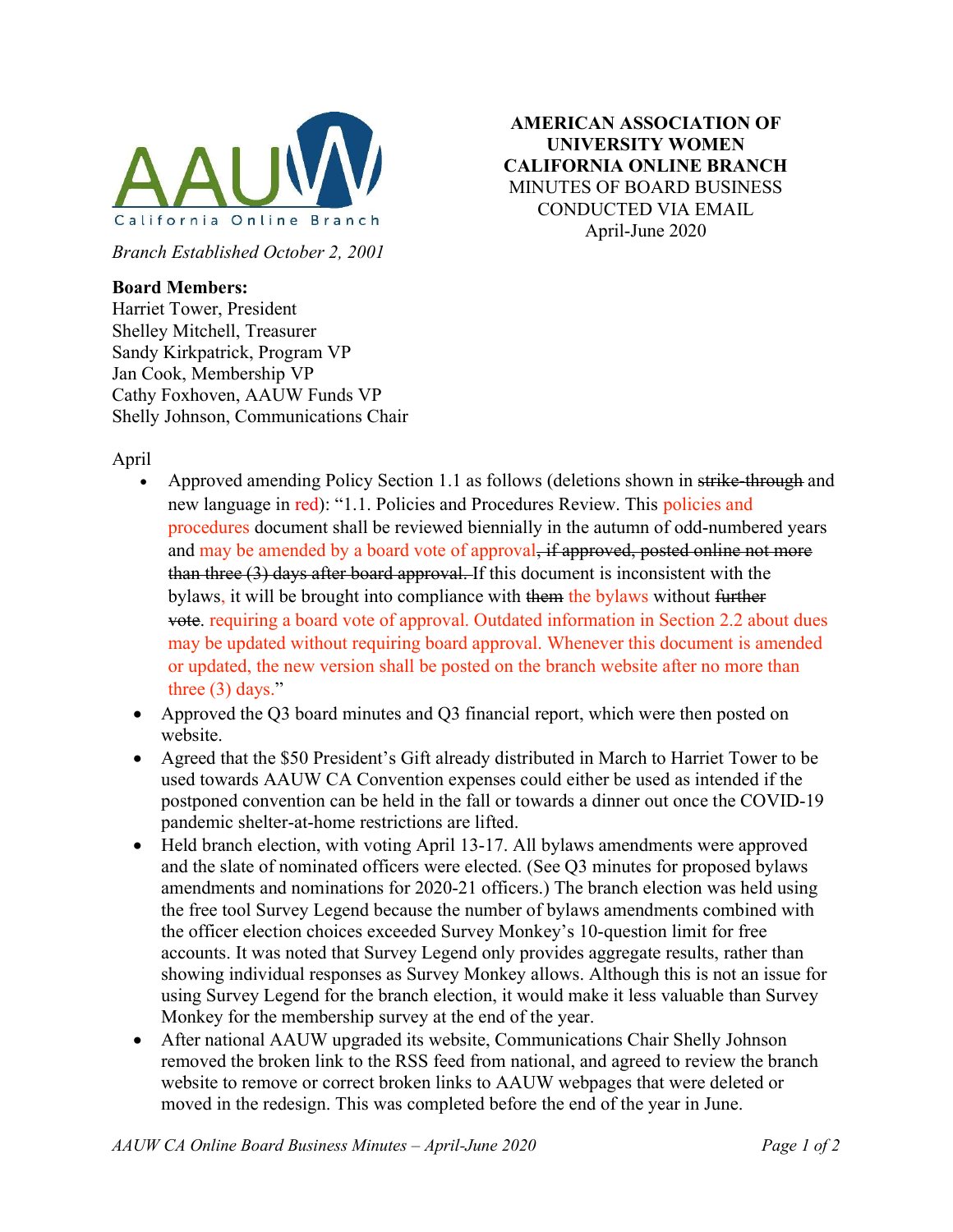AAUW California Online Branch

*Branch Established October 2, 2001*

**AMERICAN ASSOCIATION OF UNIVERSITY WOMEN**
**CALIFORNIA ONLINE BRANCH**
MINUTES OF BOARD BUSINESS CONDUCTED VIA EMAIL
April-June 2020

**Board Members:**
Harriet Tower, President
Shelley Mitchell, Treasurer
Sandy Kirkpatrick, Program VP
Jan Cook, Membership VP
Cathy Foxhoven, AAUW Funds VP
Shelly Johnson, Communications Chair

April

- Approved amending Policy Section 1.1 as follows (deletions shown in ~~strike-through~~ and new language in red): "1.1. Policies and Procedures Review. This policies and procedures document shall be reviewed biennially in the autumn of odd-numbered years and may be amended by a board vote of approval~~, if approved, posted online not more than three (3) days after board approval.~~ If this document is inconsistent with the bylaws, it will be brought into compliance with ~~them~~ the bylaws without ~~further vote~~. requiring a board vote of approval. Outdated information in Section 2.2 about dues may be updated without requiring board approval. Whenever this document is amended or updated, the new version shall be posted on the branch website after no more than three (3) days."
- Approved the Q3 board minutes and Q3 financial report, which were then posted on website.
- Agreed that the $50 President's Gift already distributed in March to Harriet Tower to be used towards AAUW CA Convention expenses could either be used as intended if the postponed convention can be held in the fall or towards a dinner out once the COVID-19 pandemic shelter-at-home restrictions are lifted.
- Held branch election, with voting April 13-17. All bylaws amendments were approved and the slate of nominated officers were elected. (See Q3 minutes for proposed bylaws amendments and nominations for 2020-21 officers.) The branch election was held using the free tool Survey Legend because the number of bylaws amendments combined with the officer election choices exceeded Survey Monkey's 10-question limit for free accounts. It was noted that Survey Legend only provides aggregate results, rather than showing individual responses as Survey Monkey allows. Although this is not an issue for using Survey Legend for the branch election, it would make it less valuable than Survey Monkey for the membership survey at the end of the year.
- After national AAUW upgraded its website, Communications Chair Shelly Johnson removed the broken link to the RSS feed from national, and agreed to review the branch website to remove or correct broken links to AAUW webpages that were deleted or moved in the redesign. This was completed before the end of the year in June.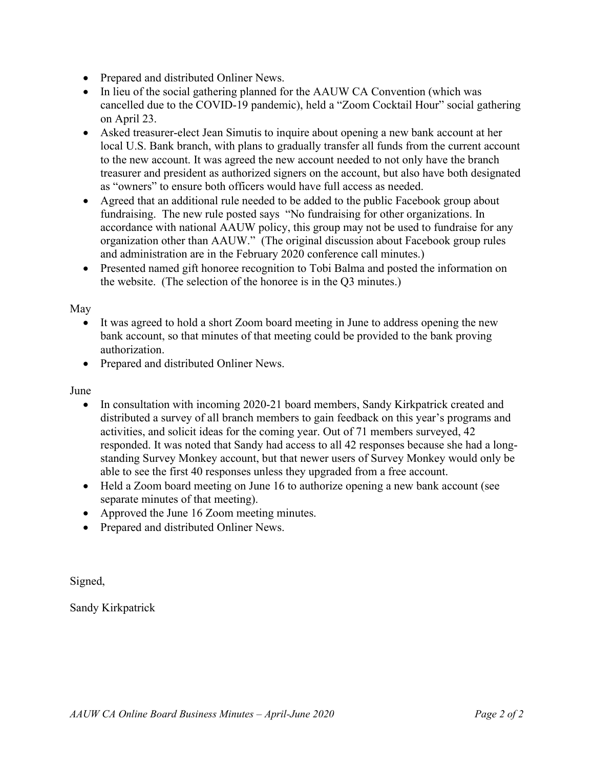- Prepared and distributed Onliner News.
- In lieu of the social gathering planned for the AAUW CA Convention (which was cancelled due to the COVID-19 pandemic), held a "Zoom Cocktail Hour" social gathering on April 23.
- Asked treasurer-elect Jean Simutis to inquire about opening a new bank account at her local U.S. Bank branch, with plans to gradually transfer all funds from the current account to the new account. It was agreed the new account needed to not only have the branch treasurer and president as authorized signers on the account, but also have both designated as "owners" to ensure both officers would have full access as needed.
- Agreed that an additional rule needed to be added to the public Facebook group about fundraising. The new rule posted says "No fundraising for other organizations. In accordance with national AAUW policy, this group may not be used to fundraise for any organization other than AAUW." (The original discussion about Facebook group rules and administration are in the February 2020 conference call minutes.)
- Presented named gift honoree recognition to Tobi Balma and posted the information on the website. (The selection of the honoree is in the Q3 minutes.)

May

- It was agreed to hold a short Zoom board meeting in June to address opening the new bank account, so that minutes of that meeting could be provided to the bank proving authorization.
- Prepared and distributed Onliner News.

June

- In consultation with incoming 2020-21 board members, Sandy Kirkpatrick created and distributed a survey of all branch members to gain feedback on this year's programs and activities, and solicit ideas for the coming year. Out of 71 members surveyed, 42 responded. It was noted that Sandy had access to all 42 responses because she had a long-standing Survey Monkey account, but that newer users of Survey Monkey would only be able to see the first 40 responses unless they upgraded from a free account.
- Held a Zoom board meeting on June 16 to authorize opening a new bank account (see separate minutes of that meeting).
- Approved the June 16 Zoom meeting minutes.
- Prepared and distributed Onliner News.

Signed,

Sandy Kirkpatrick